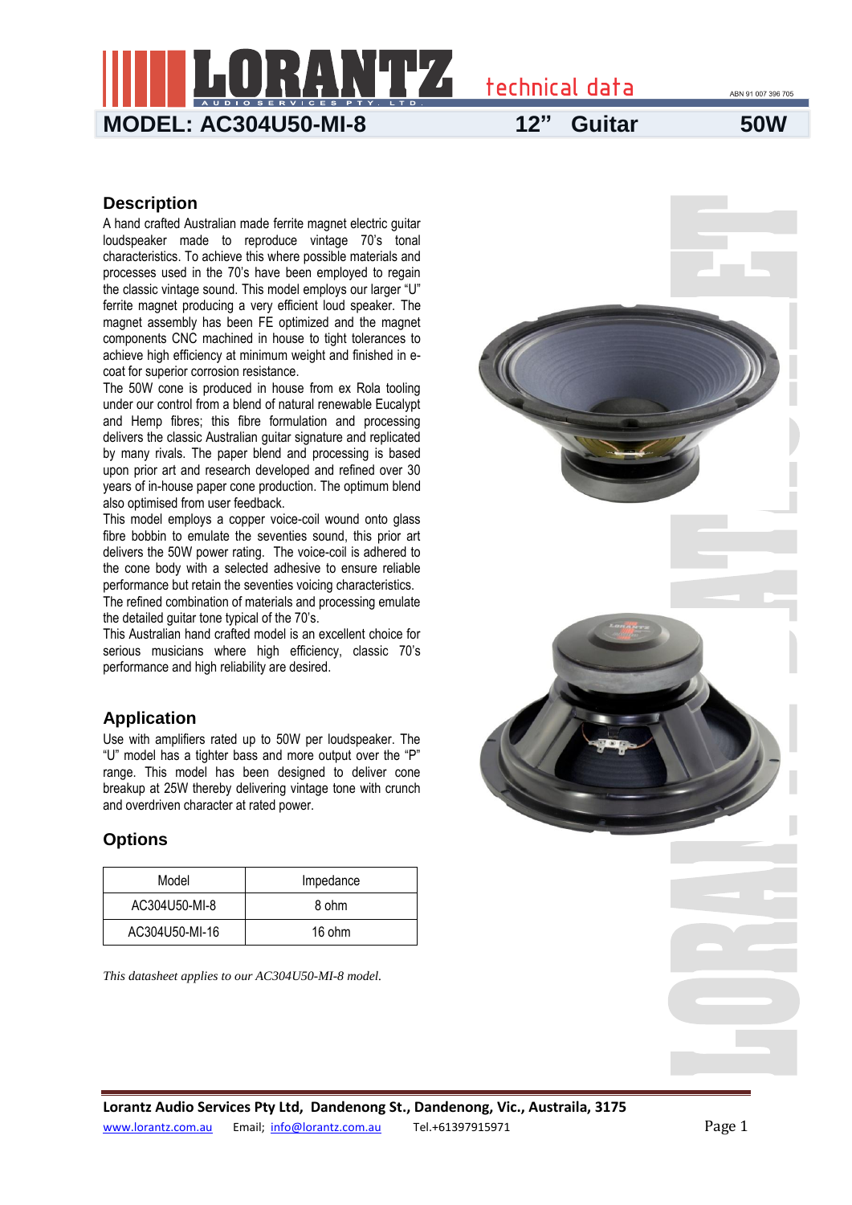# LORANTZ technical data

ABN 91 007 396 705

## MODEL: AC304U50-MI-8 12" Guitar 50W

## Description

A hand crafted Australian made ferrite magnet electric guitar loudspeaker made to reproduce vintage 70's tonal characteristics. To achieve this where possible materials and processes used in the 70's have been employed to regain the classic vintage sound. This model employs our larger "U" ferrite magnet producing a very efficient loud speaker. The magnet assembly has been FE optimized and the magnet components CNC machined in house to tight tolerances to achieve high efficiency at minimum weight and finished in e-coat for superior corrosion resistance.

The 50W cone is produced in house from ex Rola tooling under our control from a blend of natural renewable Eucalypt and Hemp fibres; this fibre formulation and processing delivers the classic Australian guitar signature and replicated by many rivals. The paper blend and processing is based upon prior art and research developed and refined over 30 years of in-house paper cone production. The optimum blend also optimised from user feedback.

This model employs a copper voice-coil wound onto glass fibre bobbin to emulate the seventies sound, this prior art delivers the 50W power rating. The voice-coil is adhered to the cone body with a selected adhesive to ensure reliable performance but retain the seventies voicing characteristics.

The refined combination of materials and processing emulate the detailed guitar tone typical of the 70's.

This Australian hand crafted model is an excellent choice for serious musicians where high efficiency, classic 70's performance and high reliability are desired.

## Application

Use with amplifiers rated up to 50W per loudspeaker. The "U" model has a tighter bass and more output over the "P" range. This model has been designed to deliver cone breakup at 25W thereby delivering vintage tone with crunch and overdriven character at rated power.

## Options

| Model | Impedance |
|---|---|
| AC304U50-MI-8 | 8 ohm |
| AC304U50-MI-16 | 16 ohm |

*This datasheet applies to our AC304U50-MI-8 model.*

**Lorantz Audio Services Pty Ltd, Dandenong St., Dandenong, Vic., Austraila, 3175**

www.lorantz.com.au Email; info@lorantz.com.au Tel.+61397915971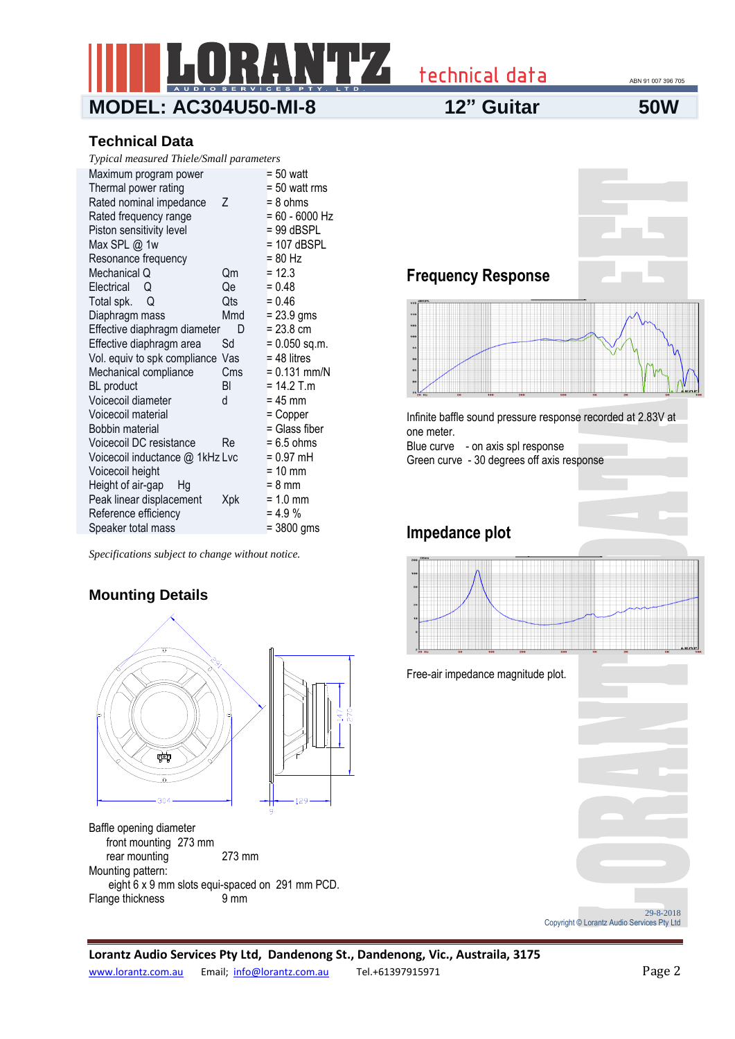# LORANTZ technical data

AUDIO SERVICES PTY. LTD.

ABN 91 007 396 705

**MODEL: AC304U50-MI-8** **12" Guitar** **50W**

## Technical Data

*Typical measured Thiele/Small parameters*

| | | |
|---|---|---|
| Maximum program power | | = 50 watt |
| Thermal power rating | | = 50 watt rms |
| Rated nominal impedance | Z | = 8 ohms |
| Rated frequency range | | = 60 - 6000 Hz |
| Piston sensitivity level | | = 99 dBSPL |
| Max SPL @ 1w | | = 107 dBSPL |
| Resonance frequency | | = 80 Hz |
| Mechanical Q | Qm | = 12.3 |
| Electrical Q | Qe | = 0.48 |
| Total spk. Q | Qts | = 0.46 |
| Diaphragm mass | Mmd | = 23.9 gms |
| Effective diaphragm diameter | D | = 23.8 cm |
| Effective diaphragm area | Sd | = 0.050 sq.m. |
| Vol. equiv to spk compliance | Vas | = 48 litres |
| Mechanical compliance | Cms | = 0.131 mm/N |
| BL product | Bl | = 14.2 T.m |
| Voicecoil diameter | d | = 45 mm |
| Voicecoil material | | = Copper |
| Bobbin material | | = Glass fiber |
| Voicecoil DC resistance | Re | = 6.5 ohms |
| Voicecoil inductance @ 1kHz | Lvc | = 0.97 mH |
| Voicecoil height | | = 10 mm |
| Height of air-gap | Hg | = 8 mm |
| Peak linear displacement | Xpk | = 1.0 mm |
| Reference efficiency | | = 4.9 % |
| Speaker total mass | | = 3800 gms |

*Specifications subject to change without notice.*

## Mounting Details

304

291

129

9

147

270

Baffle opening diameter
- front mounting 273 mm
- rear mounting 273 mm

Mounting pattern:
- eight 6 x 9 mm slots equi-spaced on 291 mm PCD.

Flange thickness 9 mm

## Frequency Response

Infinite baffle sound pressure response recorded at 2.83V at one meter.
Blue curve - on axis spl response
Green curve - 30 degrees off axis response

## Impedance plot

Free-air impedance magnitude plot.

29-8-2018
Copyright © Lorantz Audio Services Pty Ltd

**Lorantz Audio Services Pty Ltd, Dandenong St., Dandenong, Vic., Austraila, 3175**
www.lorantz.com.au Email; info@lorantz.com.au Tel.+61397915971